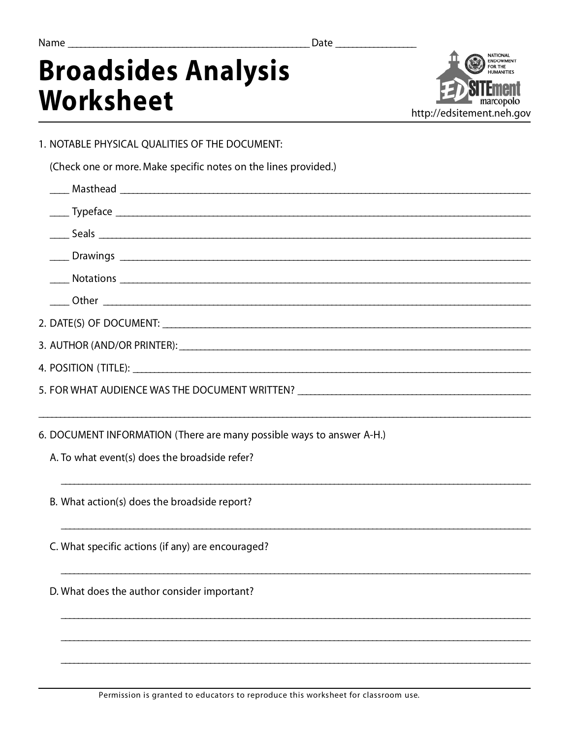Name ______________________________________________ Date _______________

# Broadsides Analysis Worksheet

NATIONAL ENDOWMENT FOR THE HUMANITIES

EDSITEment marcopolo

http://edsitement.neh.gov

1. NOTABLE PHYSICAL QUALITIES OF THE DOCUMENT:

   (Check one or more. Make specific notes on the lines provided.)

   ____ Masthead ______________________________________________________________

   ____ Typeface ______________________________________________________________

   ____ Seals _________________________________________________________________

   ____ Drawings ______________________________________________________________

   ____ Notations _____________________________________________________________

   ____ Other _________________________________________________________________

2. DATE(S) OF DOCUMENT: ______________________________________________________

3. AUTHOR (AND/OR PRINTER): ___________________________________________________

4. POSITION (TITLE): _________________________________________________________

5. FOR WHAT AUDIENCE WAS THE DOCUMENT WRITTEN? ___________________________________

______________________________________________________________________________

6. DOCUMENT INFORMATION (There are many possible ways to answer A-H.)

   A. To what event(s) does the broadside refer?

   ___________________________________________________________________________

   B. What action(s) does the broadside report?

   ___________________________________________________________________________

   C. What specific actions (if any) are encouraged?

   ___________________________________________________________________________

   D. What does the author consider important?

   ___________________________________________________________________________

   ___________________________________________________________________________

   ___________________________________________________________________________

Permission is granted to educators to reproduce this worksheet for classroom use.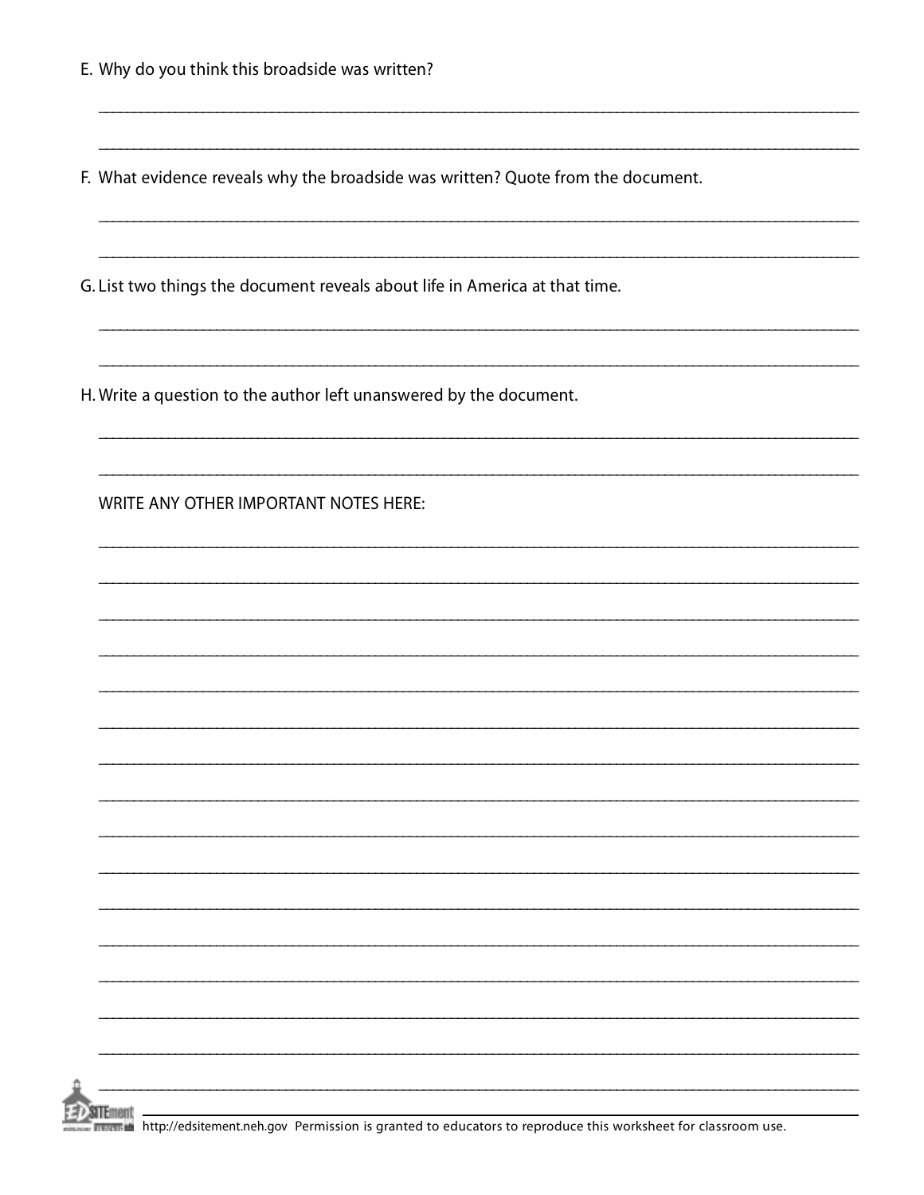E. Why do you think this broadside was written?

F. What evidence reveals why the broadside was written? Quote from the document.

G. List two things the document reveals about life in America at that time.

H. Write a question to the author left unanswered by the document.

WRITE ANY OTHER IMPORTANT NOTES HERE:

http://edsitement.neh.gov Permission is granted to educators to reproduce this worksheet for classroom use.